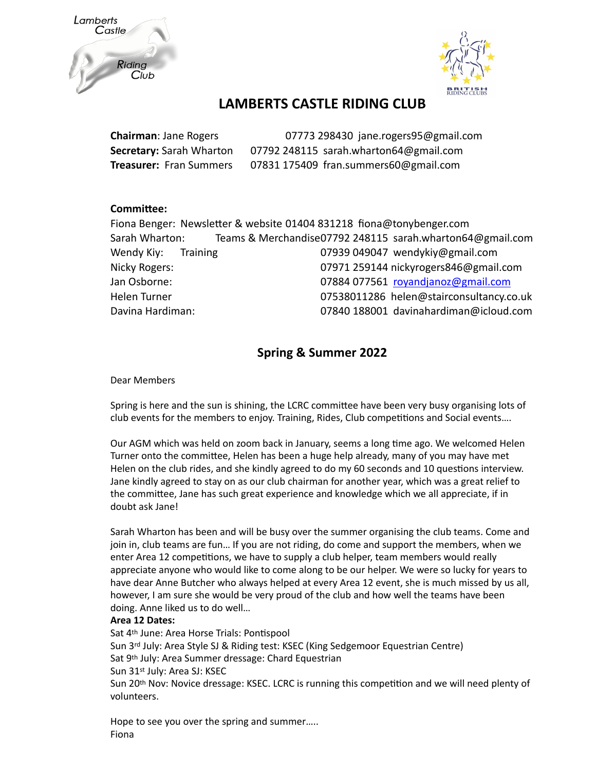# LAMBERTS CASTLE RIDING CLUB

**Chairman**: Jane Rogers 07773 298430 jane.rogers95@gmail.com
**Secretary:** Sarah Wharton 07792 248115 sarah.wharton64@gmail.com
**Treasurer:** Fran Summers 07831 175409 fran.summers60@gmail.com

**Committee:**

Fiona Benger: Newsletter & website 01404 831218 fiona@tonybenger.com
Sarah Wharton: Teams & Merchandise 07792 248115 sarah.wharton64@gmail.com
Wendy Kiy: Training 07939 049047 wendykiy@gmail.com
Nicky Rogers: 07971 259144 nickyrogers846@gmail.com
Jan Osborne: 07884 077561 royandjanoz@gmail.com
Helen Turner 07538011286 helen@stairconsultancy.co.uk
Davina Hardiman: 07840 188001 davinahardiman@icloud.com

## Spring & Summer 2022

Dear Members

Spring is here and the sun is shining, the LCRC committee have been very busy organising lots of club events for the members to enjoy. Training, Rides, Club competitions and Social events….

Our AGM which was held on zoom back in January, seems a long time ago. We welcomed Helen Turner onto the committee, Helen has been a huge help already, many of you may have met Helen on the club rides, and she kindly agreed to do my 60 seconds and 10 questions interview. Jane kindly agreed to stay on as our club chairman for another year, which was a great relief to the committee, Jane has such great experience and knowledge which we all appreciate, if in doubt ask Jane!

Sarah Wharton has been and will be busy over the summer organising the club teams. Come and join in, club teams are fun… If you are not riding, do come and support the members, when we enter Area 12 competitions, we have to supply a club helper, team members would really appreciate anyone who would like to come along to be our helper. We were so lucky for years to have dear Anne Butcher who always helped at every Area 12 event, she is much missed by us all, however, I am sure she would be very proud of the club and how well the teams have been doing. Anne liked us to do well…

**Area 12 Dates:**
Sat 4th June: Area Horse Trials: Pontispool
Sun 3rd July: Area Style SJ & Riding test: KSEC (King Sedgemoor Equestrian Centre)
Sat 9th July: Area Summer dressage: Chard Equestrian
Sun 31st July: Area SJ: KSEC
Sun 20th Nov: Novice dressage: KSEC. LCRC is running this competition and we will need plenty of volunteers.

Hope to see you over the spring and summer…..
Fiona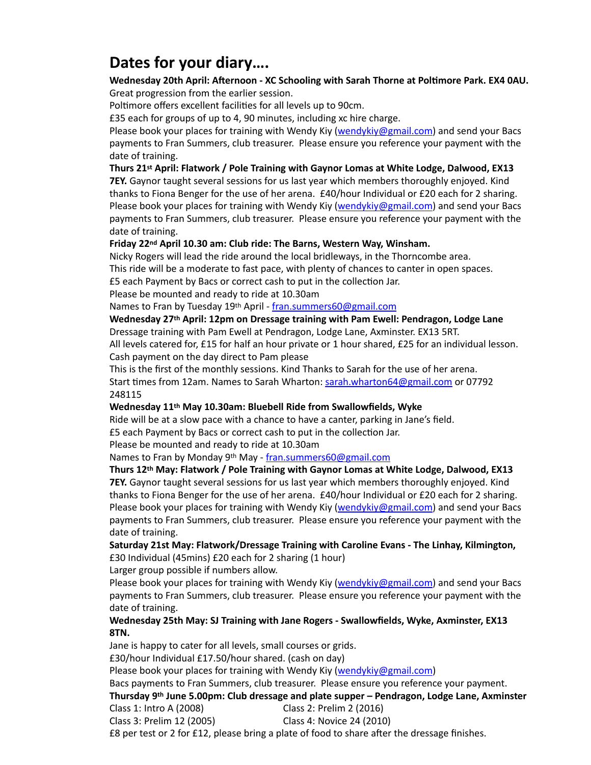# Dates for your diary….

**Wednesday 20th April: Afternoon - XC Schooling with Sarah Thorne at Poltimore Park. EX4 0AU.**
Great progression from the earlier session.
Poltimore offers excellent facilities for all levels up to 90cm.
£35 each for groups of up to 4, 90 minutes, including xc hire charge.
Please book your places for training with Wendy Kiy (wendykiy@gmail.com) and send your Bacs payments to Fran Summers, club treasurer. Please ensure you reference your payment with the date of training.

**Thurs 21st April: Flatwork / Pole Training with Gaynor Lomas at White Lodge, Dalwood, EX13 7EY.** Gaynor taught several sessions for us last year which members thoroughly enjoyed. Kind thanks to Fiona Benger for the use of her arena. £40/hour Individual or £20 each for 2 sharing. Please book your places for training with Wendy Kiy (wendykiy@gmail.com) and send your Bacs payments to Fran Summers, club treasurer. Please ensure you reference your payment with the date of training.

**Friday 22nd April 10.30 am: Club ride: The Barns, Western Way, Winsham.**
Nicky Rogers will lead the ride around the local bridleways, in the Thorncombe area.
This ride will be a moderate to fast pace, with plenty of chances to canter in open spaces.
£5 each Payment by Bacs or correct cash to put in the collection Jar.
Please be mounted and ready to ride at 10.30am
Names to Fran by Tuesday 19th April - fran.summers60@gmail.com

**Wednesday 27th April: 12pm on Dressage training with Pam Ewell: Pendragon, Lodge Lane**
Dressage training with Pam Ewell at Pendragon, Lodge Lane, Axminster. EX13 5RT.
All levels catered for, £15 for half an hour private or 1 hour shared, £25 for an individual lesson.
Cash payment on the day direct to Pam please
This is the first of the monthly sessions. Kind Thanks to Sarah for the use of her arena.
Start times from 12am. Names to Sarah Wharton: sarah.wharton64@gmail.com or 07792 248115

**Wednesday 11th May 10.30am: Bluebell Ride from Swallowfields, Wyke**
Ride will be at a slow pace with a chance to have a canter, parking in Jane's field.
£5 each Payment by Bacs or correct cash to put in the collection Jar.
Please be mounted and ready to ride at 10.30am
Names to Fran by Monday 9th May - fran.summers60@gmail.com

**Thurs 12th May: Flatwork / Pole Training with Gaynor Lomas at White Lodge, Dalwood, EX13 7EY.** Gaynor taught several sessions for us last year which members thoroughly enjoyed. Kind thanks to Fiona Benger for the use of her arena. £40/hour Individual or £20 each for 2 sharing. Please book your places for training with Wendy Kiy (wendykiy@gmail.com) and send your Bacs payments to Fran Summers, club treasurer. Please ensure you reference your payment with the date of training.

**Saturday 21st May: Flatwork/Dressage Training with Caroline Evans - The Linhay, Kilmington,**
£30 Individual (45mins) £20 each for 2 sharing (1 hour)
Larger group possible if numbers allow.
Please book your places for training with Wendy Kiy (wendykiy@gmail.com) and send your Bacs payments to Fran Summers, club treasurer. Please ensure you reference your payment with the date of training.

**Wednesday 25th May: SJ Training with Jane Rogers - Swallowfields, Wyke, Axminster, EX13 8TN.**
Jane is happy to cater for all levels, small courses or grids.
£30/hour Individual £17.50/hour shared. (cash on day)
Please book your places for training with Wendy Kiy (wendykiy@gmail.com)
Bacs payments to Fran Summers, club treasurer. Please ensure you reference your payment.

**Thursday 9th June 5.00pm: Club dressage and plate supper – Pendragon, Lodge Lane, Axminster**
Class 1: Intro A (2008) Class 2: Prelim 2 (2016)
Class 3: Prelim 12 (2005) Class 4: Novice 24 (2010)
£8 per test or 2 for £12, please bring a plate of food to share after the dressage finishes.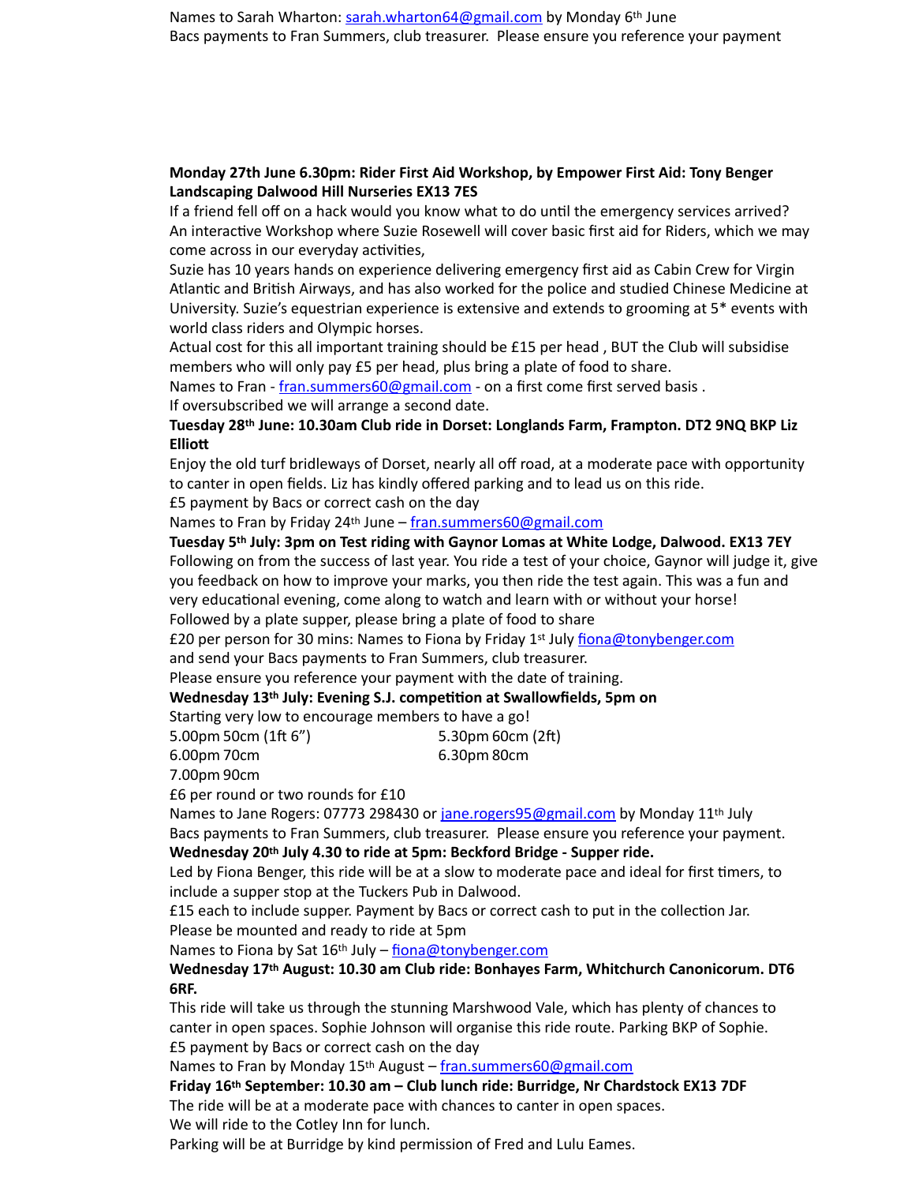Names to Sarah Wharton: sarah.wharton64@gmail.com by Monday 6th June
Bacs payments to Fran Summers, club treasurer. Please ensure you reference your payment

**Monday 27th June 6.30pm: Rider First Aid Workshop, by Empower First Aid: Tony Benger Landscaping Dalwood Hill Nurseries EX13 7ES**

If a friend fell off on a hack would you know what to do until the emergency services arrived? An interactive Workshop where Suzie Rosewell will cover basic first aid for Riders, which we may come across in our everyday activities,
Suzie has 10 years hands on experience delivering emergency first aid as Cabin Crew for Virgin Atlantic and British Airways, and has also worked for the police and studied Chinese Medicine at University. Suzie's equestrian experience is extensive and extends to grooming at 5* events with world class riders and Olympic horses.
Actual cost for this all important training should be £15 per head , BUT the Club will subsidise members who will only pay £5 per head, plus bring a plate of food to share.
Names to Fran - fran.summers60@gmail.com - on a first come first served basis .
If oversubscribed we will arrange a second date.

**Tuesday 28th June: 10.30am Club ride in Dorset: Longlands Farm, Frampton. DT2 9NQ BKP Liz Elliott**

Enjoy the old turf bridleways of Dorset, nearly all off road, at a moderate pace with opportunity to canter in open fields. Liz has kindly offered parking and to lead us on this ride.
£5 payment by Bacs or correct cash on the day
Names to Fran by Friday 24th June – fran.summers60@gmail.com

**Tuesday 5th July: 3pm on Test riding with Gaynor Lomas at White Lodge, Dalwood. EX13 7EY**

Following on from the success of last year. You ride a test of your choice, Gaynor will judge it, give you feedback on how to improve your marks, you then ride the test again. This was a fun and very educational evening, come along to watch and learn with or without your horse!
Followed by a plate supper, please bring a plate of food to share
£20 per person for 30 mins: Names to Fiona by Friday 1st July fiona@tonybenger.com
and send your Bacs payments to Fran Summers, club treasurer.
Please ensure you reference your payment with the date of training.

**Wednesday 13th July: Evening S.J. competition at Swallowfields, 5pm on**

Starting very low to encourage members to have a go!
5.00pm 50cm (1ft 6”)
5.30pm 60cm (2ft)
6.00pm 70cm
6.30pm 80cm
7.00pm 90cm
£6 per round or two rounds for £10
Names to Jane Rogers: 07773 298430 or jane.rogers95@gmail.com by Monday 11th July
Bacs payments to Fran Summers, club treasurer. Please ensure you reference your payment.

**Wednesday 20th July 4.30 to ride at 5pm: Beckford Bridge - Supper ride.**

Led by Fiona Benger, this ride will be at a slow to moderate pace and ideal for first timers, to include a supper stop at the Tuckers Pub in Dalwood.
£15 each to include supper. Payment by Bacs or correct cash to put in the collection Jar.
Please be mounted and ready to ride at 5pm
Names to Fiona by Sat 16th July – fiona@tonybenger.com

**Wednesday 17th August: 10.30 am Club ride: Bonhayes Farm, Whitchurch Canonicorum. DT6 6RF.**

This ride will take us through the stunning Marshwood Vale, which has plenty of chances to canter in open spaces. Sophie Johnson will organise this ride route. Parking BKP of Sophie.
£5 payment by Bacs or correct cash on the day
Names to Fran by Monday 15th August – fran.summers60@gmail.com

**Friday 16th September: 10.30 am – Club lunch ride: Burridge, Nr Chardstock EX13 7DF**

The ride will be at a moderate pace with chances to canter in open spaces.
We will ride to the Cotley Inn for lunch.
Parking will be at Burridge by kind permission of Fred and Lulu Eames.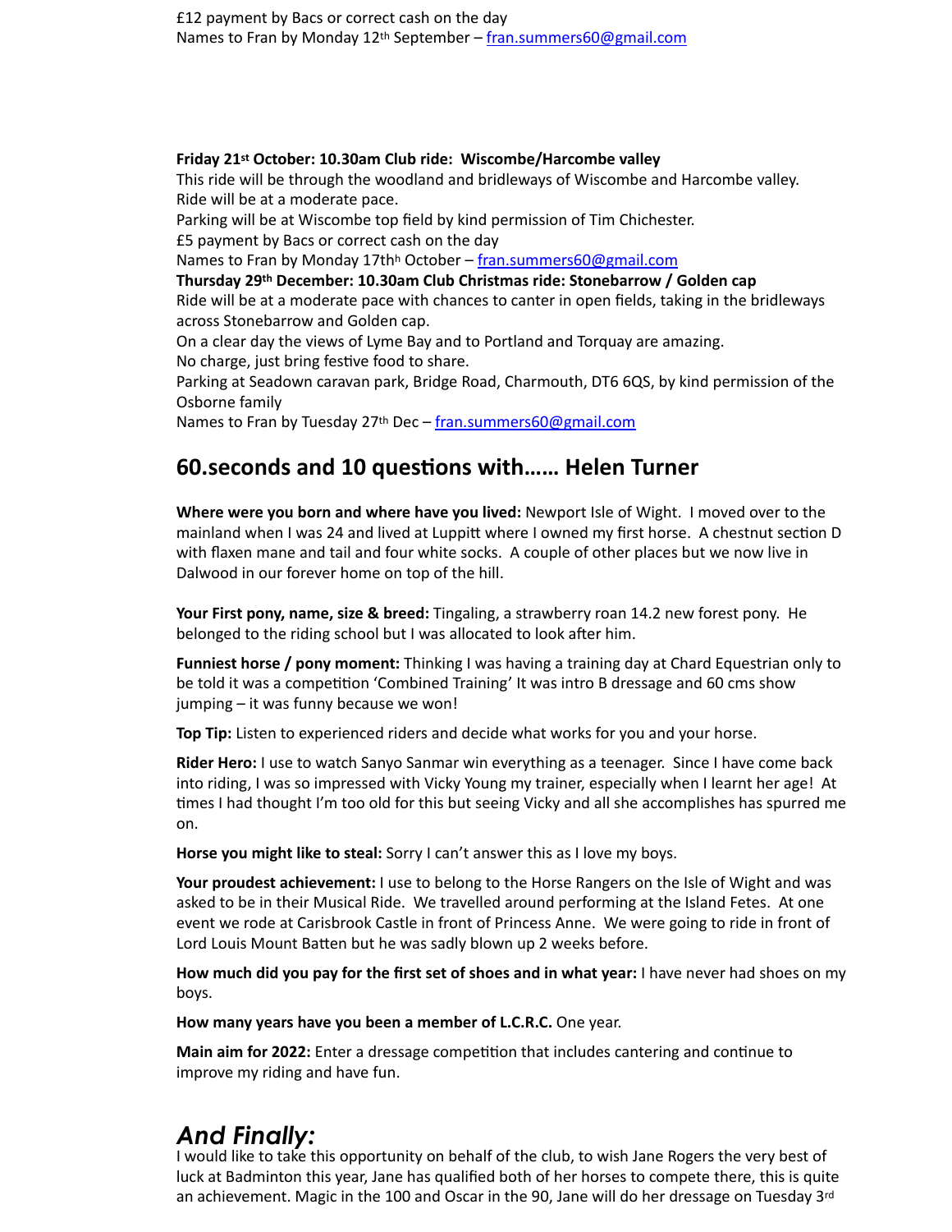£12 payment by Bacs or correct cash on the day
Names to Fran by Monday 12th September – fran.summers60@gmail.com

**Friday 21st October: 10.30am Club ride: Wiscombe/Harcombe valley**
This ride will be through the woodland and bridleways of Wiscombe and Harcombe valley.
Ride will be at a moderate pace.
Parking will be at Wiscombe top field by kind permission of Tim Chichester.
£5 payment by Bacs or correct cash on the day
Names to Fran by Monday 17thh October – fran.summers60@gmail.com
**Thursday 29th December: 10.30am Club Christmas ride: Stonebarrow / Golden cap**
Ride will be at a moderate pace with chances to canter in open fields, taking in the bridleways across Stonebarrow and Golden cap.
On a clear day the views of Lyme Bay and to Portland and Torquay are amazing.
No charge, just bring festive food to share.
Parking at Seadown caravan park, Bridge Road, Charmouth, DT6 6QS, by kind permission of the Osborne family
Names to Fran by Tuesday 27th Dec – fran.summers60@gmail.com

## 60.seconds and 10 questions with…… Helen Turner

**Where were you born and where have you lived:** Newport Isle of Wight. I moved over to the mainland when I was 24 and lived at Luppitt where I owned my first horse. A chestnut section D with flaxen mane and tail and four white socks. A couple of other places but we now live in Dalwood in our forever home on top of the hill.

**Your First pony, name, size & breed:** Tingaling, a strawberry roan 14.2 new forest pony. He belonged to the riding school but I was allocated to look after him.

**Funniest horse / pony moment:** Thinking I was having a training day at Chard Equestrian only to be told it was a competition 'Combined Training' It was intro B dressage and 60 cms show jumping – it was funny because we won!

**Top Tip:** Listen to experienced riders and decide what works for you and your horse.

**Rider Hero:** I use to watch Sanyo Sanmar win everything as a teenager. Since I have come back into riding, I was so impressed with Vicky Young my trainer, especially when I learnt her age! At times I had thought I'm too old for this but seeing Vicky and all she accomplishes has spurred me on.

**Horse you might like to steal:** Sorry I can't answer this as I love my boys.

**Your proudest achievement:** I use to belong to the Horse Rangers on the Isle of Wight and was asked to be in their Musical Ride. We travelled around performing at the Island Fetes. At one event we rode at Carisbrook Castle in front of Princess Anne. We were going to ride in front of Lord Louis Mount Batten but he was sadly blown up 2 weeks before.

**How much did you pay for the first set of shoes and in what year:** I have never had shoes on my boys.

**How many years have you been a member of L.C.R.C.** One year.

**Main aim for 2022:** Enter a dressage competition that includes cantering and continue to improve my riding and have fun.

## *And Finally:*

I would like to take this opportunity on behalf of the club, to wish Jane Rogers the very best of luck at Badminton this year, Jane has qualified both of her horses to compete there, this is quite an achievement. Magic in the 100 and Oscar in the 90, Jane will do her dressage on Tuesday 3rd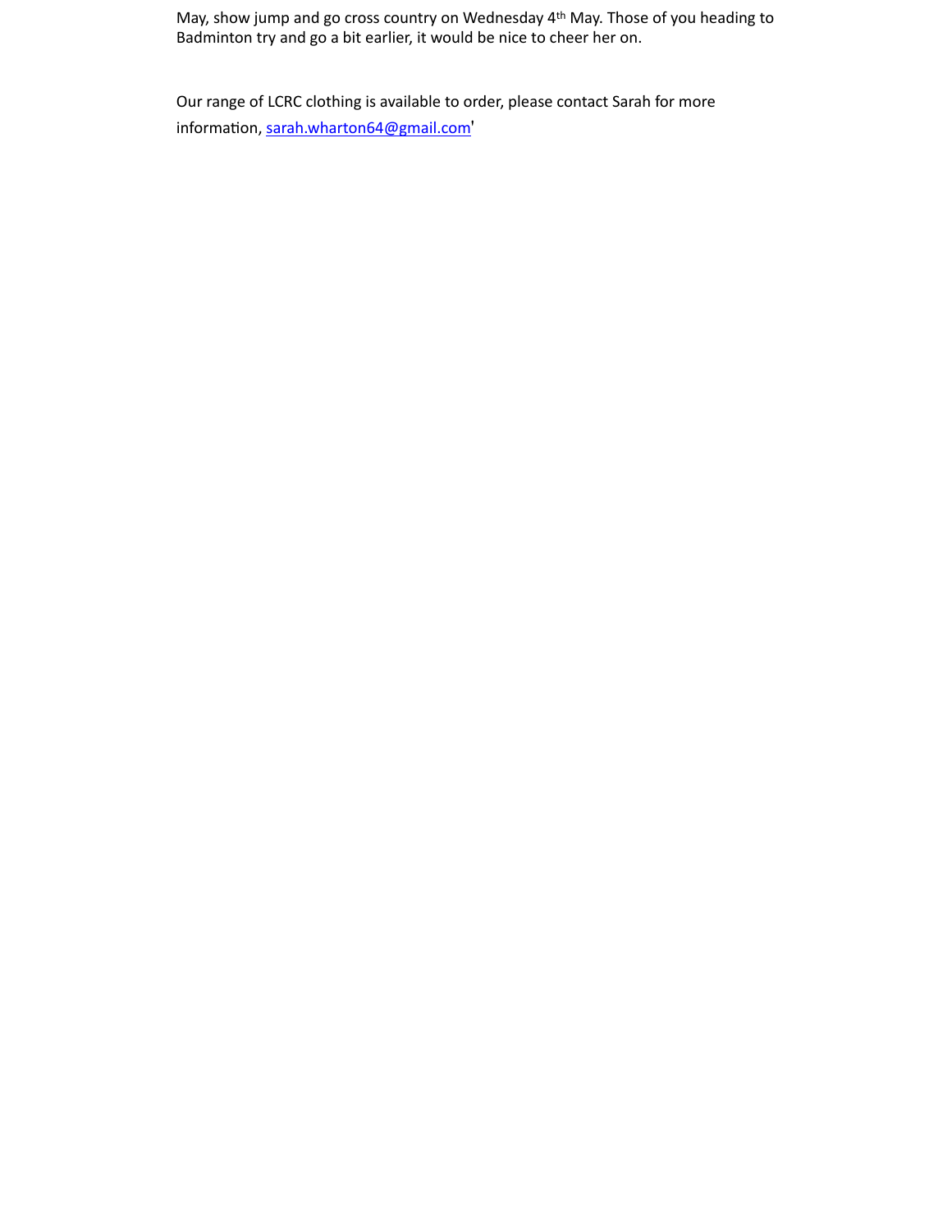May, show jump and go cross country on Wednesday 4th May. Those of you heading to Badminton try and go a bit earlier, it would be nice to cheer her on.

Our range of LCRC clothing is available to order, please contact Sarah for more information, sarah.wharton64@gmail.com'